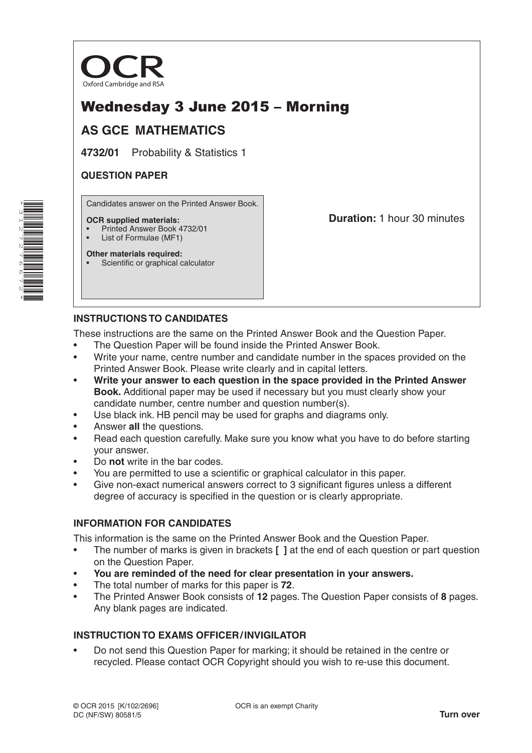# OCR

Oxford Cambridge and RSA

# Wednesday 3 June 2015 – Morning

## AS GCE MATHEMATICS

**4732/01** Probability & Statistics 1

**QUESTION PAPER**

Candidates answer on the Printed Answer Book.

**OCR supplied materials:**
- Printed Answer Book 4732/01
- List of Formulae (MF1)

**Other materials required:**
- Scientific or graphical calculator

**Duration:** 1 hour 30 minutes

## INSTRUCTIONS TO CANDIDATES

These instructions are the same on the Printed Answer Book and the Question Paper.

- The Question Paper will be found inside the Printed Answer Book.
- Write your name, centre number and candidate number in the spaces provided on the Printed Answer Book. Please write clearly and in capital letters.
- **Write your answer to each question in the space provided in the Printed Answer Book.** Additional paper may be used if necessary but you must clearly show your candidate number, centre number and question number(s).
- Use black ink. HB pencil may be used for graphs and diagrams only.
- Answer **all** the questions.
- Read each question carefully. Make sure you know what you have to do before starting your answer.
- Do **not** write in the bar codes.
- You are permitted to use a scientific or graphical calculator in this paper.
- Give non-exact numerical answers correct to 3 significant figures unless a different degree of accuracy is specified in the question or is clearly appropriate.

## INFORMATION FOR CANDIDATES

This information is the same on the Printed Answer Book and the Question Paper.

- The number of marks is given in brackets **[ ]** at the end of each question or part question on the Question Paper.
- **You are reminded of the need for clear presentation in your answers.**
- The total number of marks for this paper is **72**.
- The Printed Answer Book consists of **12** pages. The Question Paper consists of **8** pages. Any blank pages are indicated.

## INSTRUCTION TO EXAMS OFFICER / INVIGILATOR

- Do not send this Question Paper for marking; it should be retained in the centre or recycled. Please contact OCR Copyright should you wish to re-use this document.

© OCR 2015 [K/102/2696]
DC (NF/SW) 80581/5

OCR is an exempt Charity

**Turn over**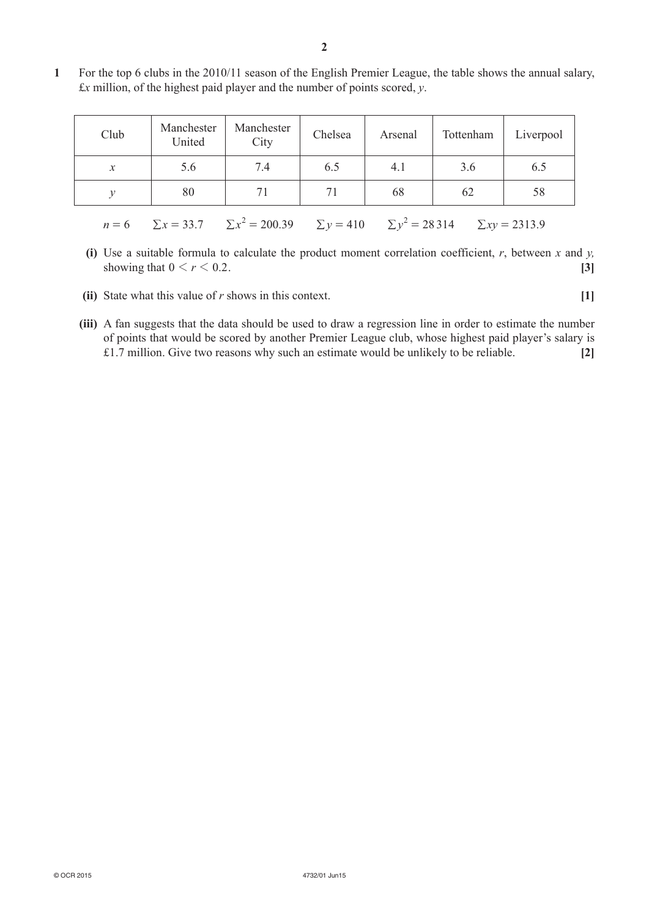**1** For the top 6 clubs in the 2010/11 season of the English Premier League, the table shows the annual salary, £$x$ million, of the highest paid player and the number of points scored, $y$.

| Club | Manchester United | Manchester City | Chelsea | Arsenal | Tottenham | Liverpool |
|---|---|---|---|---|---|---|
| $x$ | 5.6 | 7.4 | 6.5 | 4.1 | 3.6 | 6.5 |
| $y$ | 80 | 71 | 71 | 68 | 62 | 58 |

$n = 6 \quad \sum x = 33.7 \quad \sum x^2 = 200.39 \quad \sum y = 410 \quad \sum y^2 = 28\,314 \quad \sum xy = 2313.9$

**(i)** Use a suitable formula to calculate the product moment correlation coefficient, $r$, between $x$ and $y$, showing that $0 < r < 0.2$. **[3]**

**(ii)** State what this value of $r$ shows in this context. **[1]**

**(iii)** A fan suggests that the data should be used to draw a regression line in order to estimate the number of points that would be scored by another Premier League club, whose highest paid player's salary is £1.7 million. Give two reasons why such an estimate would be unlikely to be reliable. **[2]**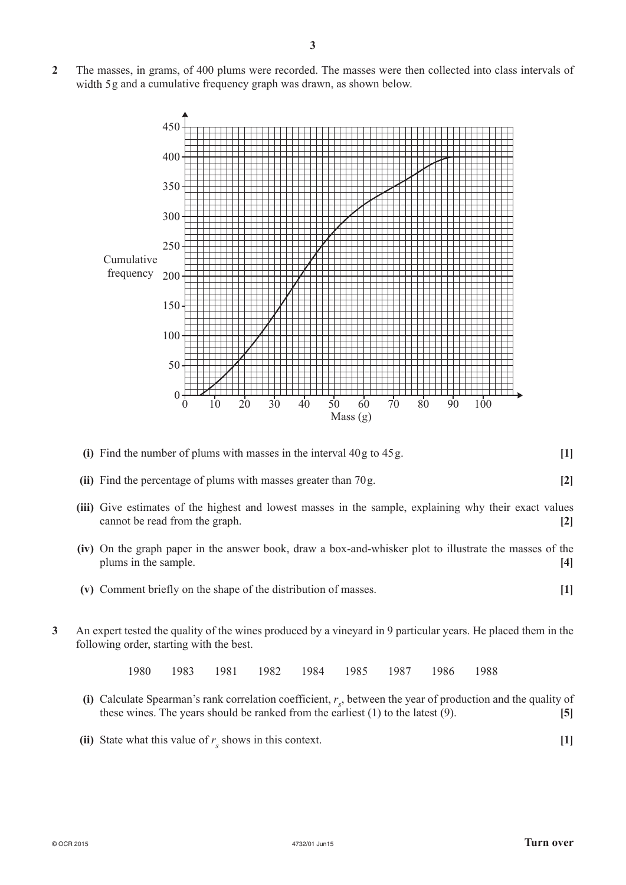**2** The masses, in grams, of 400 plums were recorded. The masses were then collected into class intervals of width 5 g and a cumulative frequency graph was drawn, as shown below.

**(i)** Find the number of plums with masses in the interval 40 g to 45 g. **[1]**

**(ii)** Find the percentage of plums with masses greater than 70 g. **[2]**

**(iii)** Give estimates of the highest and lowest masses in the sample, explaining why their exact values cannot be read from the graph. **[2]**

**(iv)** On the graph paper in the answer book, draw a box-and-whisker plot to illustrate the masses of the plums in the sample. **[4]**

**(v)** Comment briefly on the shape of the distribution of masses. **[1]**

**3** An expert tested the quality of the wines produced by a vineyard in 9 particular years. He placed them in the following order, starting with the best.

1980 1983 1981 1982 1984 1985 1987 1986 1988

**(i)** Calculate Spearman's rank correlation coefficient, $r_s$, between the year of production and the quality of these wines. The years should be ranked from the earliest (1) to the latest (9). **[5]**

**(ii)** State what this value of $r_s$ shows in this context. **[1]**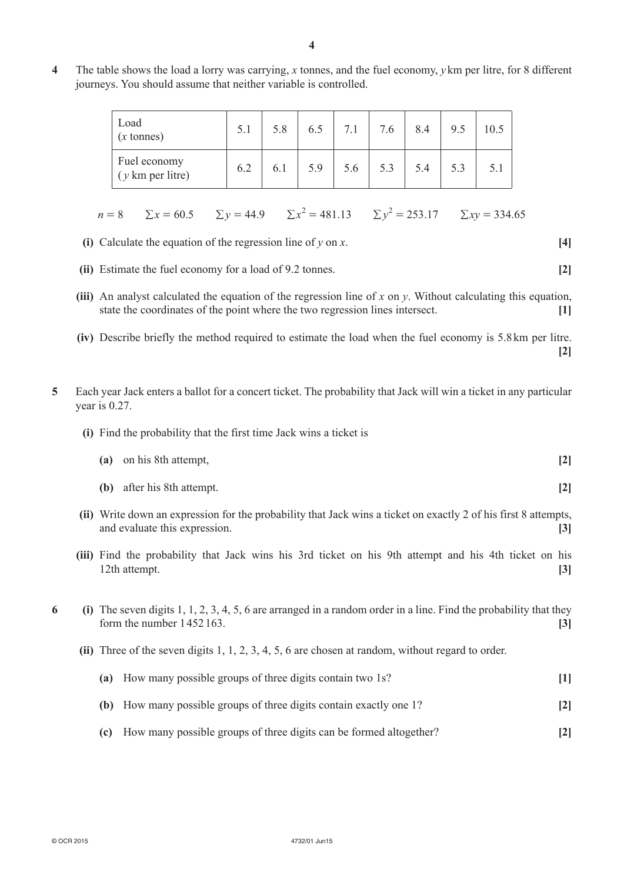**4** The table shows the load a lorry was carrying, $x$ tonnes, and the fuel economy, $y$ km per litre, for 8 different journeys. You should assume that neither variable is controlled.

| Load ($x$ tonnes) | 5.1 | 5.8 | 6.5 | 7.1 | 7.6 | 8.4 | 9.5 | 10.5 |
|---|---|---|---|---|---|---|---|---|
| Fuel economy ($y$ km per litre) | 6.2 | 6.1 | 5.9 | 5.6 | 5.3 | 5.4 | 5.3 | 5.1 |

$n = 8 \qquad \sum x = 60.5 \qquad \sum y = 44.9 \qquad \sum x^2 = 481.13 \qquad \sum y^2 = 253.17 \qquad \sum xy = 334.65$

**(i)** Calculate the equation of the regression line of $y$ on $x$. **[4]**

**(ii)** Estimate the fuel economy for a load of 9.2 tonnes. **[2]**

**(iii)** An analyst calculated the equation of the regression line of $x$ on $y$. Without calculating this equation, state the coordinates of the point where the two regression lines intersect. **[1]**

**(iv)** Describe briefly the method required to estimate the load when the fuel economy is 5.8 km per litre. **[2]**

**5** Each year Jack enters a ballot for a concert ticket. The probability that Jack will win a ticket in any particular year is 0.27.

**(i)** Find the probability that the first time Jack wins a ticket is

**(a)** on his 8th attempt, **[2]**

**(b)** after his 8th attempt. **[2]**

**(ii)** Write down an expression for the probability that Jack wins a ticket on exactly 2 of his first 8 attempts, and evaluate this expression. **[3]**

**(iii)** Find the probability that Jack wins his 3rd ticket on his 9th attempt and his 4th ticket on his 12th attempt. **[3]**

**6** **(i)** The seven digits 1, 1, 2, 3, 4, 5, 6 are arranged in a random order in a line. Find the probability that they form the number 1452163. **[3]**

**(ii)** Three of the seven digits 1, 1, 2, 3, 4, 5, 6 are chosen at random, without regard to order.

**(a)** How many possible groups of three digits contain two 1s? **[1]**

**(b)** How many possible groups of three digits contain exactly one 1? **[2]**

**(c)** How many possible groups of three digits can be formed altogether? **[2]**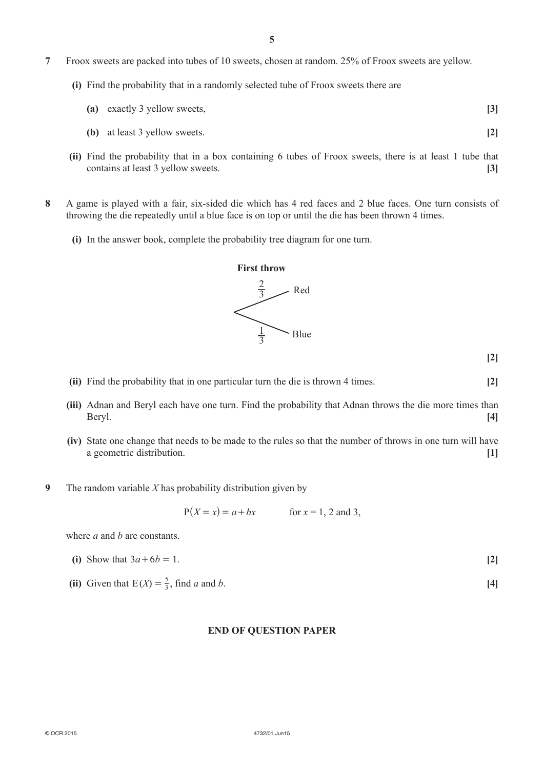**7** Froox sweets are packed into tubes of 10 sweets, chosen at random. 25% of Froox sweets are yellow.

**(i)** Find the probability that in a randomly selected tube of Froox sweets there are

**(a)** exactly 3 yellow sweets, **[3]**

**(b)** at least 3 yellow sweets. **[2]**

**(ii)** Find the probability that in a box containing 6 tubes of Froox sweets, there is at least 1 tube that contains at least 3 yellow sweets. **[3]**

**8** A game is played with a fair, six-sided die which has 4 red faces and 2 blue faces. One turn consists of throwing the die repeatedly until a blue face is on top or until the die has been thrown 4 times.

**(i)** In the answer book, complete the probability tree diagram for one turn.

**First throw**

$\frac{2}{3}$ Red

$\frac{1}{3}$ Blue

**[2]**

**(ii)** Find the probability that in one particular turn the die is thrown 4 times. **[2]**

**(iii)** Adnan and Beryl each have one turn. Find the probability that Adnan throws the die more times than Beryl. **[4]**

**(iv)** State one change that needs to be made to the rules so that the number of throws in one turn will have a geometric distribution. **[1]**

**9** The random variable $X$ has probability distribution given by

$$P(X = x) = a + bx \qquad \text{for } x = 1, 2 \text{ and } 3,$$

where $a$ and $b$ are constants.

**(i)** Show that $3a + 6b = 1$. **[2]**

**(ii)** Given that $E(X) = \frac{5}{3}$, find $a$ and $b$. **[4]**

**END OF QUESTION PAPER**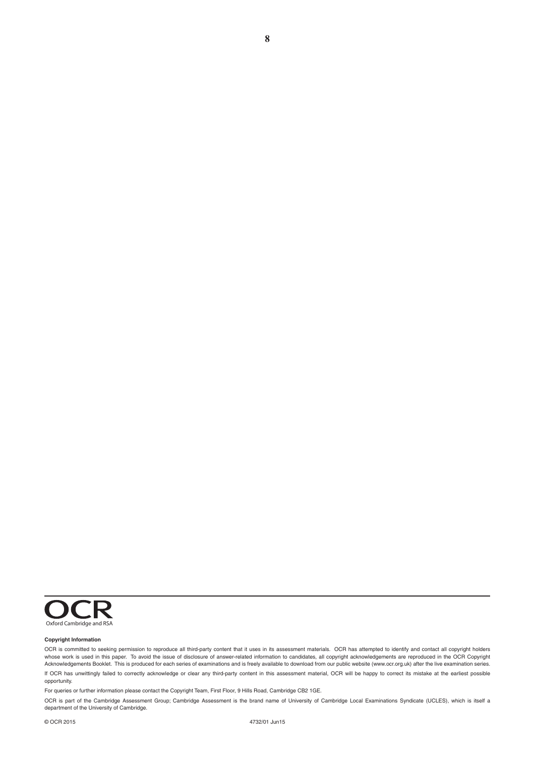OCR
Oxford Cambridge and RSA

**Copyright Information**

OCR is committed to seeking permission to reproduce all third-party content that it uses in its assessment materials. OCR has attempted to identify and contact all copyright holders whose work is used in this paper. To avoid the issue of disclosure of answer-related information to candidates, all copyright acknowledgements are reproduced in the OCR Copyright Acknowledgements Booklet. This is produced for each series of examinations and is freely available to download from our public website (www.ocr.org.uk) after the live examination series.

If OCR has unwittingly failed to correctly acknowledge or clear any third-party content in this assessment material, OCR will be happy to correct its mistake at the earliest possible opportunity.

For queries or further information please contact the Copyright Team, First Floor, 9 Hills Road, Cambridge CB2 1GE.

OCR is part of the Cambridge Assessment Group; Cambridge Assessment is the brand name of University of Cambridge Local Examinations Syndicate (UCLES), which is itself a department of the University of Cambridge.

© OCR 2015 4732/01 Jun15